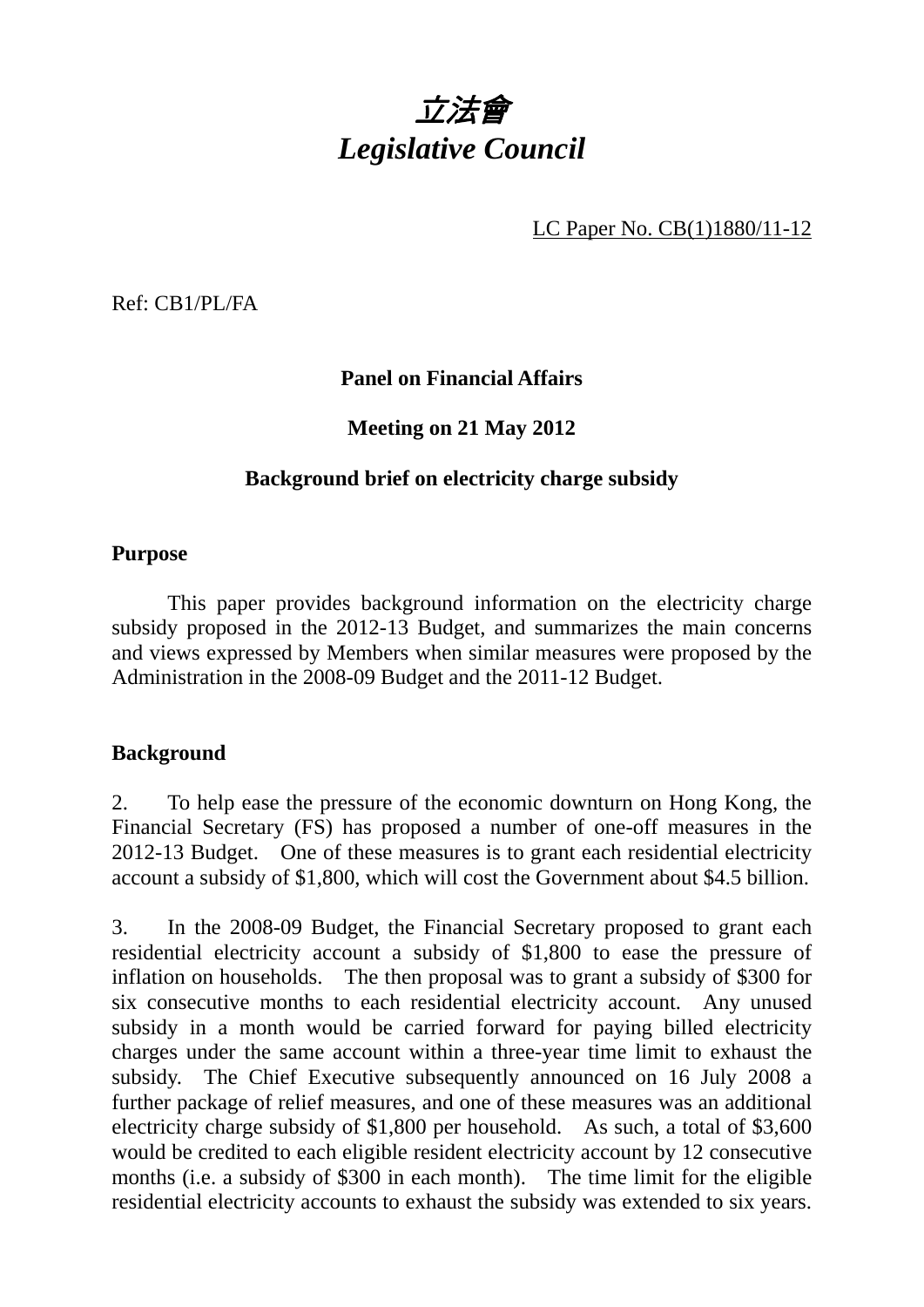# *立法會*
# *Legislative Council*

LC Paper No. CB(1)1880/11-12

Ref: CB1/PL/FA

**Panel on Financial Affairs**

**Meeting on 21 May 2012**

**Background brief on electricity charge subsidy**

## Purpose

This paper provides background information on the electricity charge subsidy proposed in the 2012-13 Budget, and summarizes the main concerns and views expressed by Members when similar measures were proposed by the Administration in the 2008-09 Budget and the 2011-12 Budget.

## Background

2. To help ease the pressure of the economic downturn on Hong Kong, the Financial Secretary (FS) has proposed a number of one-off measures in the 2012-13 Budget. One of these measures is to grant each residential electricity account a subsidy of $1,800, which will cost the Government about $4.5 billion.

3. In the 2008-09 Budget, the Financial Secretary proposed to grant each residential electricity account a subsidy of $1,800 to ease the pressure of inflation on households. The then proposal was to grant a subsidy of $300 for six consecutive months to each residential electricity account. Any unused subsidy in a month would be carried forward for paying billed electricity charges under the same account within a three-year time limit to exhaust the subsidy. The Chief Executive subsequently announced on 16 July 2008 a further package of relief measures, and one of these measures was an additional electricity charge subsidy of $1,800 per household. As such, a total of $3,600 would be credited to each eligible resident electricity account by 12 consecutive months (i.e. a subsidy of $300 in each month). The time limit for the eligible residential electricity accounts to exhaust the subsidy was extended to six years.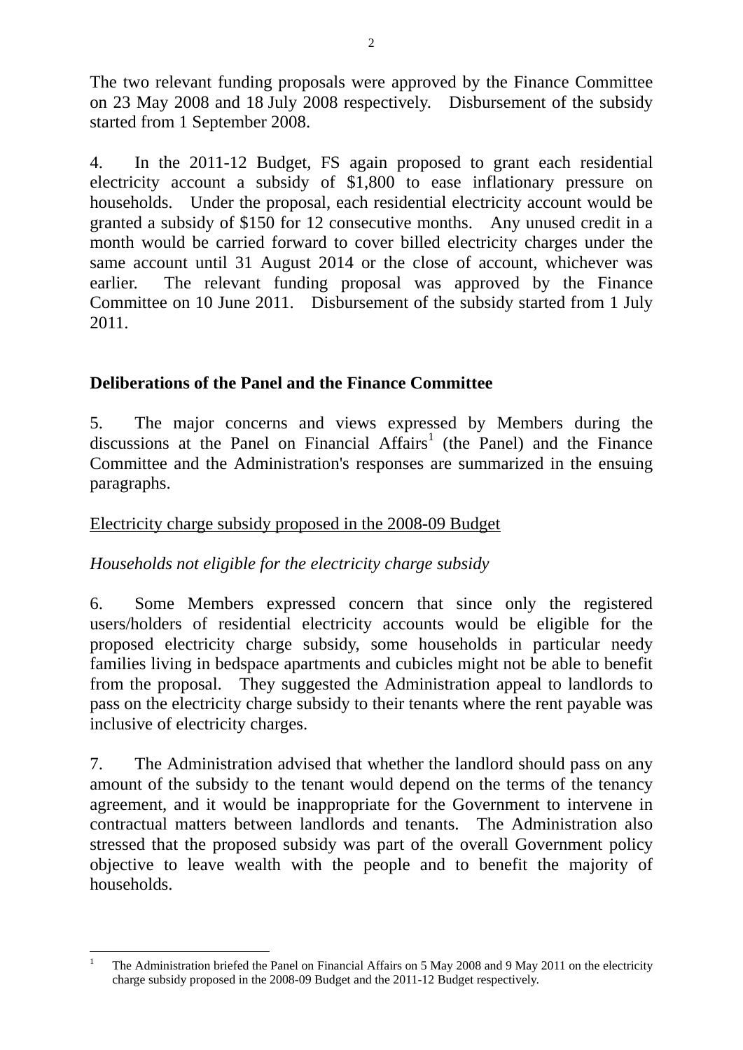The two relevant funding proposals were approved by the Finance Committee on 23 May 2008 and 18 July 2008 respectively. Disbursement of the subsidy started from 1 September 2008.

4. In the 2011-12 Budget, FS again proposed to grant each residential electricity account a subsidy of $1,800 to ease inflationary pressure on households. Under the proposal, each residential electricity account would be granted a subsidy of $150 for 12 consecutive months. Any unused credit in a month would be carried forward to cover billed electricity charges under the same account until 31 August 2014 or the close of account, whichever was earlier. The relevant funding proposal was approved by the Finance Committee on 10 June 2011. Disbursement of the subsidy started from 1 July 2011.

## Deliberations of the Panel and the Finance Committee

5. The major concerns and views expressed by Members during the discussions at the Panel on Financial Affairs[1] (the Panel) and the Finance Committee and the Administration's responses are summarized in the ensuing paragraphs.

<u>Electricity charge subsidy proposed in the 2008-09 Budget</u>

*Households not eligible for the electricity charge subsidy*

6. Some Members expressed concern that since only the registered users/holders of residential electricity accounts would be eligible for the proposed electricity charge subsidy, some households in particular needy families living in bedspace apartments and cubicles might not be able to benefit from the proposal. They suggested the Administration appeal to landlords to pass on the electricity charge subsidy to their tenants where the rent payable was inclusive of electricity charges.

7. The Administration advised that whether the landlord should pass on any amount of the subsidy to the tenant would depend on the terms of the tenancy agreement, and it would be inappropriate for the Government to intervene in contractual matters between landlords and tenants. The Administration also stressed that the proposed subsidy was part of the overall Government policy objective to leave wealth with the people and to benefit the majority of households.

---

[1] The Administration briefed the Panel on Financial Affairs on 5 May 2008 and 9 May 2011 on the electricity charge subsidy proposed in the 2008-09 Budget and the 2011-12 Budget respectively.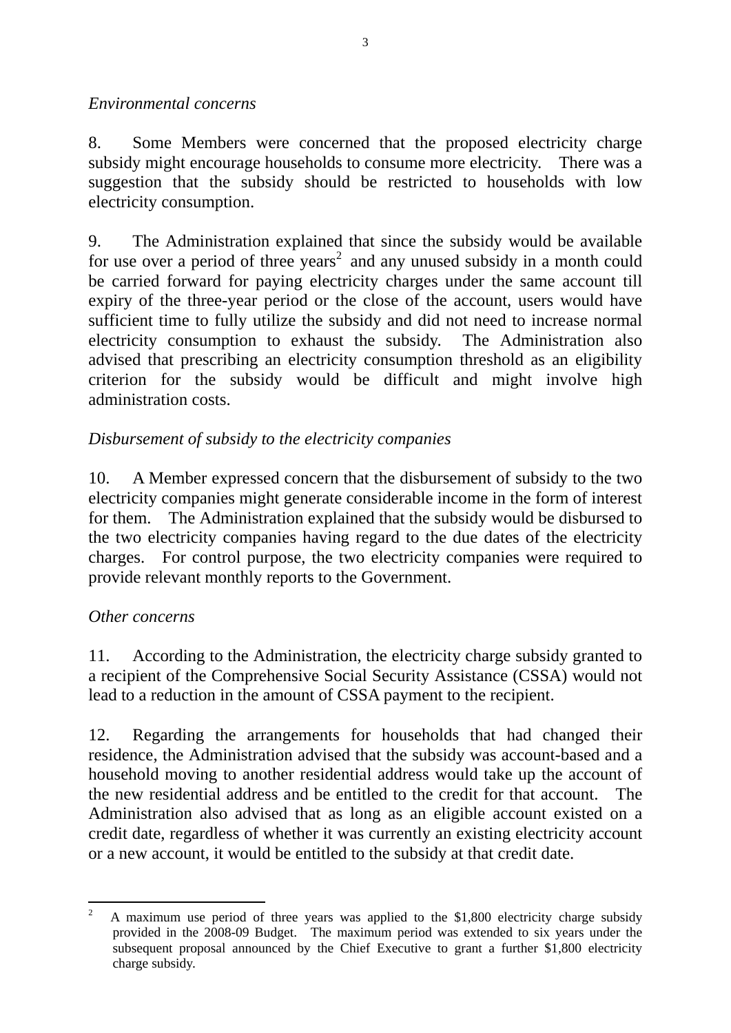*Environmental concerns*

8. Some Members were concerned that the proposed electricity charge subsidy might encourage households to consume more electricity. There was a suggestion that the subsidy should be restricted to households with low electricity consumption.

9. The Administration explained that since the subsidy would be available for use over a period of three years[2] and any unused subsidy in a month could be carried forward for paying electricity charges under the same account till expiry of the three-year period or the close of the account, users would have sufficient time to fully utilize the subsidy and did not need to increase normal electricity consumption to exhaust the subsidy. The Administration also advised that prescribing an electricity consumption threshold as an eligibility criterion for the subsidy would be difficult and might involve high administration costs.

*Disbursement of subsidy to the electricity companies*

10. A Member expressed concern that the disbursement of subsidy to the two electricity companies might generate considerable income in the form of interest for them. The Administration explained that the subsidy would be disbursed to the two electricity companies having regard to the due dates of the electricity charges. For control purpose, the two electricity companies were required to provide relevant monthly reports to the Government.

*Other concerns*

11. According to the Administration, the electricity charge subsidy granted to a recipient of the Comprehensive Social Security Assistance (CSSA) would not lead to a reduction in the amount of CSSA payment to the recipient.

12. Regarding the arrangements for households that had changed their residence, the Administration advised that the subsidy was account-based and a household moving to another residential address would take up the account of the new residential address and be entitled to the credit for that account. The Administration also advised that as long as an eligible account existed on a credit date, regardless of whether it was currently an existing electricity account or a new account, it would be entitled to the subsidy at that credit date.

---

[2] A maximum use period of three years was applied to the $1,800 electricity charge subsidy provided in the 2008-09 Budget. The maximum period was extended to six years under the subsequent proposal announced by the Chief Executive to grant a further $1,800 electricity charge subsidy.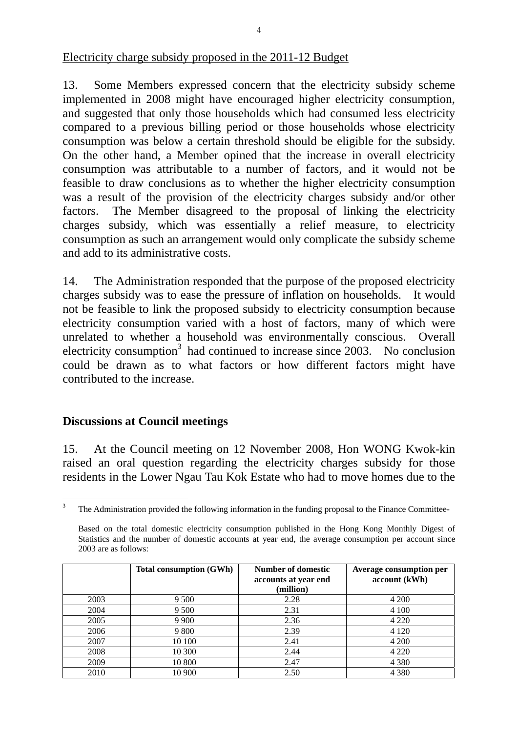Electricity charge subsidy proposed in the 2011-12 Budget

13. Some Members expressed concern that the electricity subsidy scheme implemented in 2008 might have encouraged higher electricity consumption, and suggested that only those households which had consumed less electricity compared to a previous billing period or those households whose electricity consumption was below a certain threshold should be eligible for the subsidy. On the other hand, a Member opined that the increase in overall electricity consumption was attributable to a number of factors, and it would not be feasible to draw conclusions as to whether the higher electricity consumption was a result of the provision of the electricity charges subsidy and/or other factors. The Member disagreed to the proposal of linking the electricity charges subsidy, which was essentially a relief measure, to electricity consumption as such an arrangement would only complicate the subsidy scheme and add to its administrative costs.

14. The Administration responded that the purpose of the proposed electricity charges subsidy was to ease the pressure of inflation on households. It would not be feasible to link the proposed subsidy to electricity consumption because electricity consumption varied with a host of factors, many of which were unrelated to whether a household was environmentally conscious. Overall electricity consumption[3] had continued to increase since 2003. No conclusion could be drawn as to what factors or how different factors might have contributed to the increase.

## Discussions at Council meetings

15. At the Council meeting on 12 November 2008, Hon WONG Kwok-kin raised an oral question regarding the electricity charges subsidy for those residents in the Lower Ngau Tau Kok Estate who had to move homes due to the

---

[3] The Administration provided the following information in the funding proposal to the Finance Committee-

Based on the total domestic electricity consumption published in the Hong Kong Monthly Digest of Statistics and the number of domestic accounts at year end, the average consumption per account since 2003 are as follows:

| | Total consumption (GWh) | Number of domestic accounts at year end (million) | Average consumption per account (kWh) |
|---|---|---|---|
| 2003 | 9 500 | 2.28 | 4 200 |
| 2004 | 9 500 | 2.31 | 4 100 |
| 2005 | 9 900 | 2.36 | 4 220 |
| 2006 | 9 800 | 2.39 | 4 120 |
| 2007 | 10 100 | 2.41 | 4 200 |
| 2008 | 10 300 | 2.44 | 4 220 |
| 2009 | 10 800 | 2.47 | 4 380 |
| 2010 | 10 900 | 2.50 | 4 380 |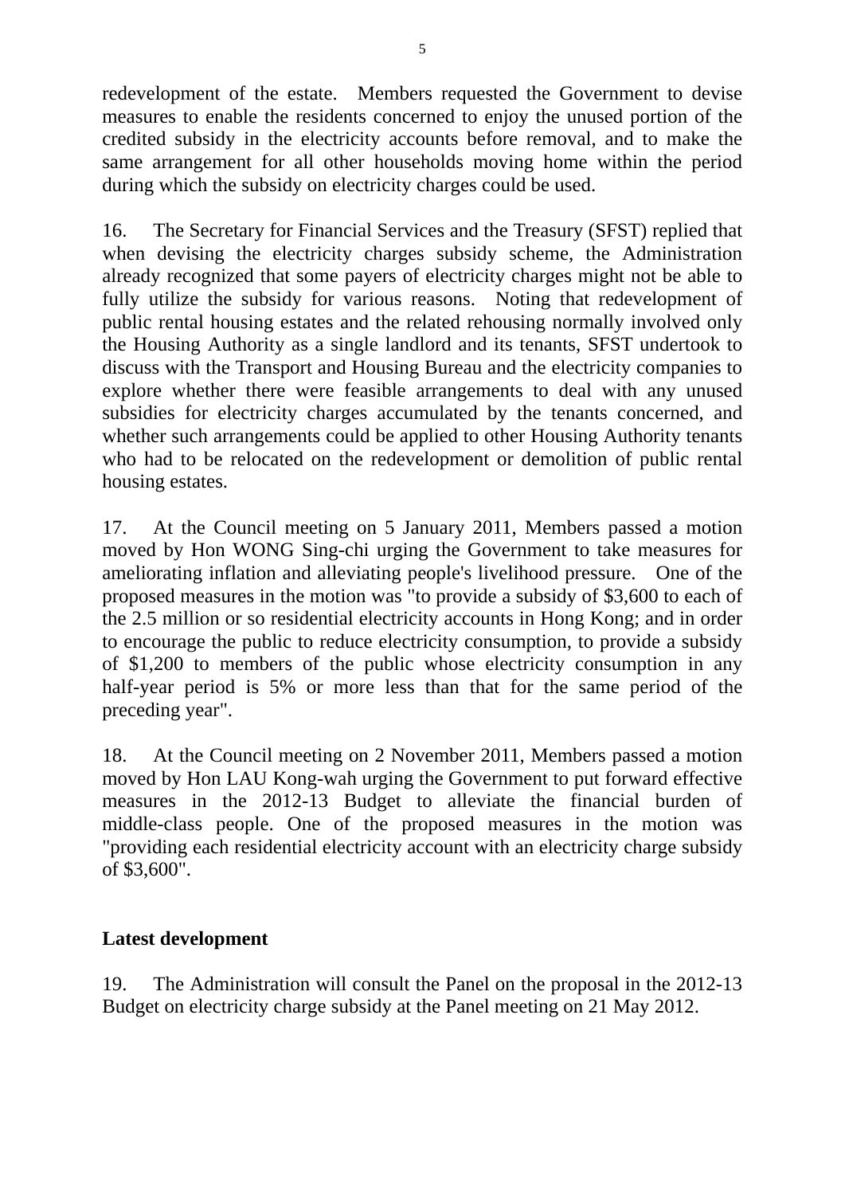redevelopment of the estate. Members requested the Government to devise measures to enable the residents concerned to enjoy the unused portion of the credited subsidy in the electricity accounts before removal, and to make the same arrangement for all other households moving home within the period during which the subsidy on electricity charges could be used.

16. The Secretary for Financial Services and the Treasury (SFST) replied that when devising the electricity charges subsidy scheme, the Administration already recognized that some payers of electricity charges might not be able to fully utilize the subsidy for various reasons. Noting that redevelopment of public rental housing estates and the related rehousing normally involved only the Housing Authority as a single landlord and its tenants, SFST undertook to discuss with the Transport and Housing Bureau and the electricity companies to explore whether there were feasible arrangements to deal with any unused subsidies for electricity charges accumulated by the tenants concerned, and whether such arrangements could be applied to other Housing Authority tenants who had to be relocated on the redevelopment or demolition of public rental housing estates.

17. At the Council meeting on 5 January 2011, Members passed a motion moved by Hon WONG Sing-chi urging the Government to take measures for ameliorating inflation and alleviating people's livelihood pressure. One of the proposed measures in the motion was "to provide a subsidy of $3,600 to each of the 2.5 million or so residential electricity accounts in Hong Kong; and in order to encourage the public to reduce electricity consumption, to provide a subsidy of $1,200 to members of the public whose electricity consumption in any half-year period is 5% or more less than that for the same period of the preceding year".

18. At the Council meeting on 2 November 2011, Members passed a motion moved by Hon LAU Kong-wah urging the Government to put forward effective measures in the 2012-13 Budget to alleviate the financial burden of middle-class people. One of the proposed measures in the motion was "providing each residential electricity account with an electricity charge subsidy of $3,600".

**Latest development**

19. The Administration will consult the Panel on the proposal in the 2012-13 Budget on electricity charge subsidy at the Panel meeting on 21 May 2012.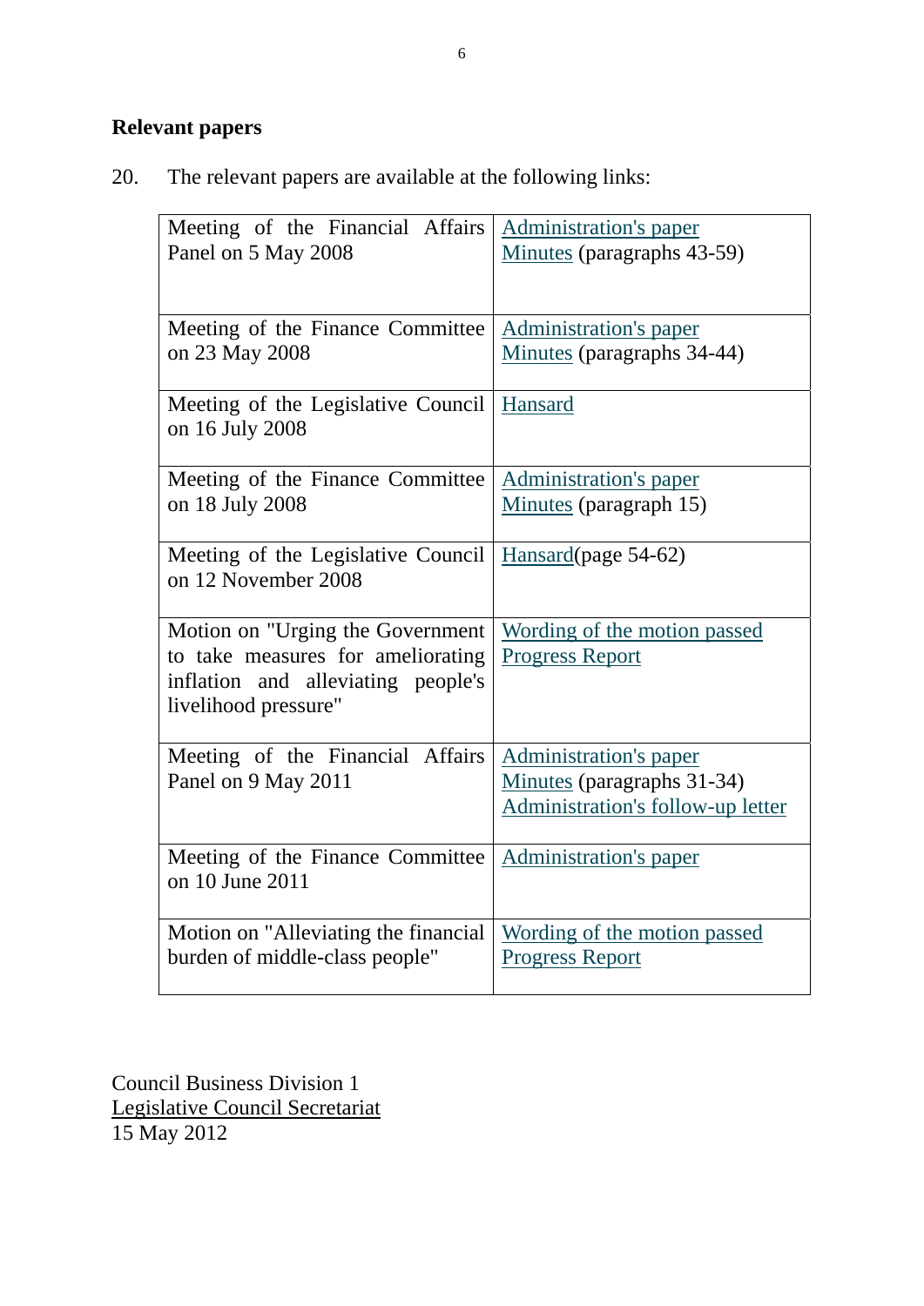## Relevant papers

20. The relevant papers are available at the following links:

| | |
|---|---|
| Meeting of the Financial Affairs Panel on 5 May 2008 | Administration's paper<br>Minutes (paragraphs 43-59) |
| Meeting of the Finance Committee on 23 May 2008 | Administration's paper<br>Minutes (paragraphs 34-44) |
| Meeting of the Legislative Council on 16 July 2008 | Hansard |
| Meeting of the Finance Committee on 18 July 2008 | Administration's paper<br>Minutes (paragraph 15) |
| Meeting of the Legislative Council on 12 November 2008 | Hansard(page 54-62) |
| Motion on "Urging the Government to take measures for ameliorating inflation and alleviating people's livelihood pressure" | Wording of the motion passed<br>Progress Report |
| Meeting of the Financial Affairs Panel on 9 May 2011 | Administration's paper<br>Minutes (paragraphs 31-34)<br>Administration's follow-up letter |
| Meeting of the Finance Committee on 10 June 2011 | Administration's paper |
| Motion on "Alleviating the financial burden of middle-class people" | Wording of the motion passed<br>Progress Report |

Council Business Division 1
Legislative Council Secretariat
15 May 2012